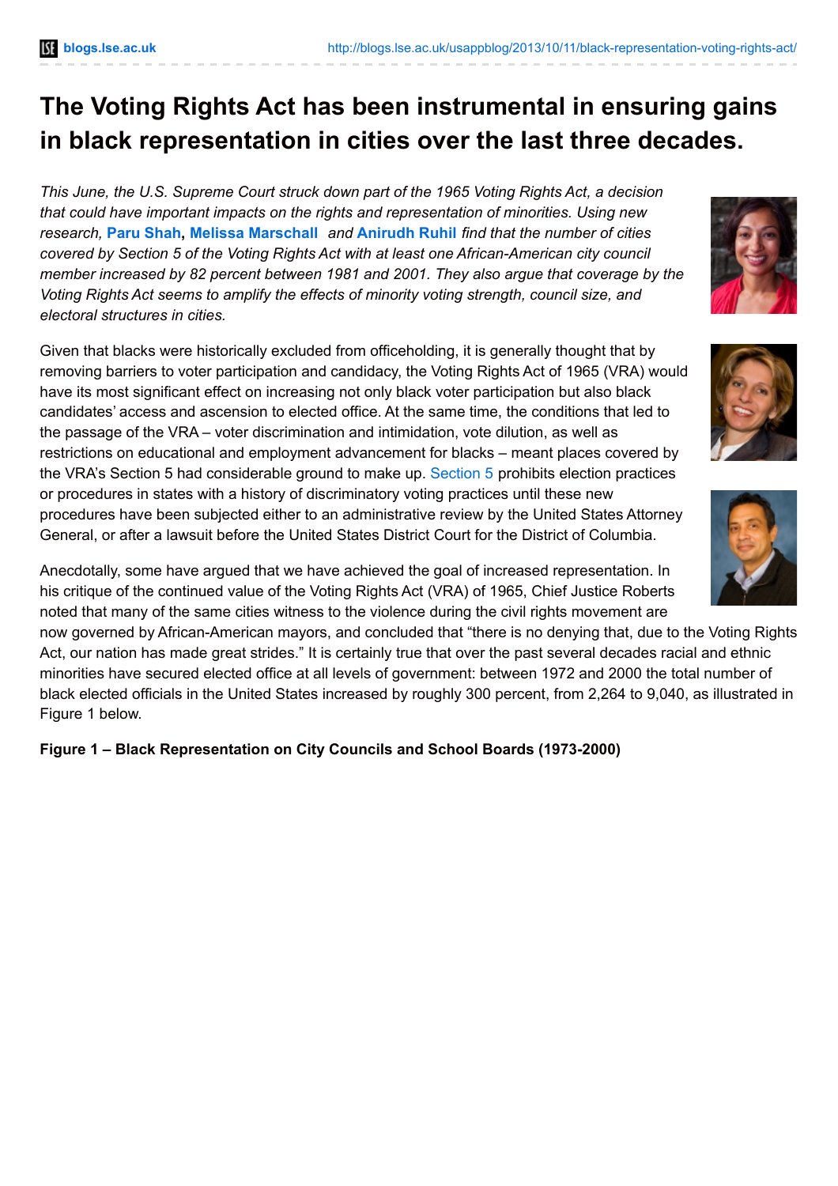# The Voting Rights Act has been instrumental in ensuring gains in black representation in cities over the last three decades.

*This June, the U.S. Supreme Court struck down part of the 1965 Voting Rights Act, a decision that could have important impacts on the rights and representation of minorities. Using new research,* **Paru Shah**, **Melissa Marschall** *and* **Anirudh Ruhil** *find that the number of cities covered by Section 5 of the Voting Rights Act with at least one African-American city council member increased by 82 percent between 1981 and 2001. They also argue that coverage by the Voting Rights Act seems to amplify the effects of minority voting strength, council size, and electoral structures in cities.*

Given that blacks were historically excluded from officeholding, it is generally thought that by removing barriers to voter participation and candidacy, the Voting Rights Act of 1965 (VRA) would have its most significant effect on increasing not only black voter participation but also black candidates' access and ascension to elected office. At the same time, the conditions that led to the passage of the VRA – voter discrimination and intimidation, vote dilution, as well as restrictions on educational and employment advancement for blacks – meant places covered by the VRA's Section 5 had considerable ground to make up. Section 5 prohibits election practices or procedures in states with a history of discriminatory voting practices until these new procedures have been subjected either to an administrative review by the United States Attorney General, or after a lawsuit before the United States District Court for the District of Columbia.

Anecdotally, some have argued that we have achieved the goal of increased representation. In his critique of the continued value of the Voting Rights Act (VRA) of 1965, Chief Justice Roberts noted that many of the same cities witness to the violence during the civil rights movement are now governed by African-American mayors, and concluded that "there is no denying that, due to the Voting Rights Act, our nation has made great strides." It is certainly true that over the past several decades racial and ethnic minorities have secured elected office at all levels of government: between 1972 and 2000 the total number of black elected officials in the United States increased by roughly 300 percent, from 2,264 to 9,040, as illustrated in Figure 1 below.

**Figure 1 – Black Representation on City Councils and School Boards (1973-2000)**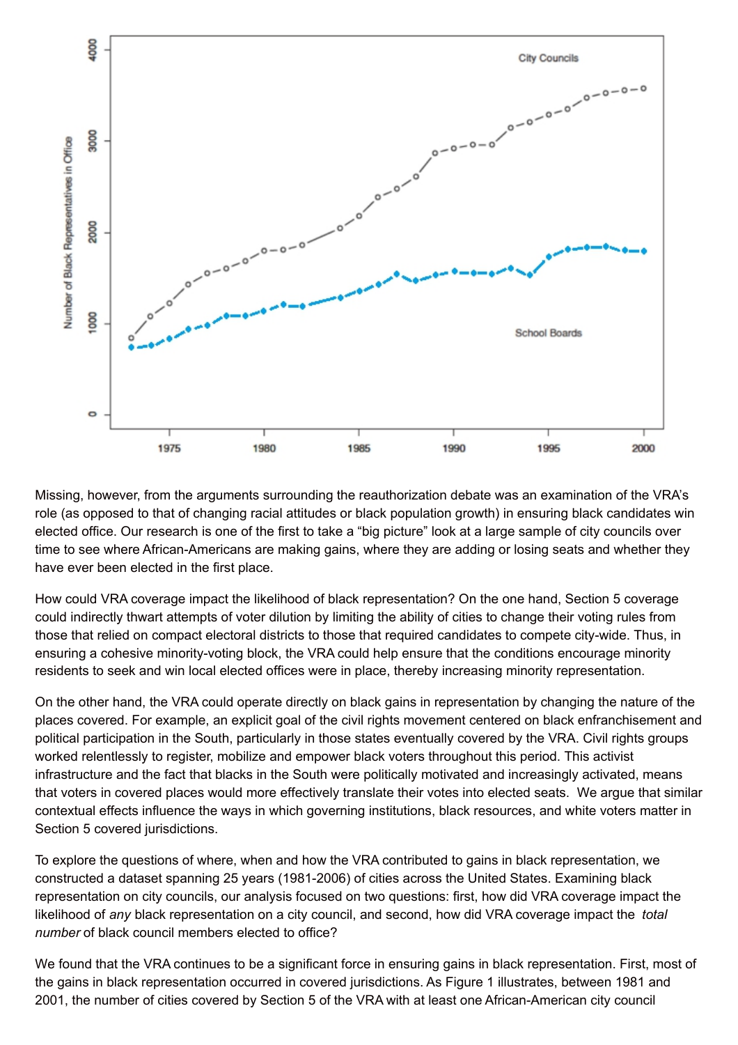Missing, however, from the arguments surrounding the reauthorization debate was an examination of the VRA's role (as opposed to that of changing racial attitudes or black population growth) in ensuring black candidates win elected office. Our research is one of the first to take a "big picture" look at a large sample of city councils over time to see where African-Americans are making gains, where they are adding or losing seats and whether they have ever been elected in the first place.

How could VRA coverage impact the likelihood of black representation? On the one hand, Section 5 coverage could indirectly thwart attempts of voter dilution by limiting the ability of cities to change their voting rules from those that relied on compact electoral districts to those that required candidates to compete city-wide. Thus, in ensuring a cohesive minority-voting block, the VRA could help ensure that the conditions encourage minority residents to seek and win local elected offices were in place, thereby increasing minority representation.

On the other hand, the VRA could operate directly on black gains in representation by changing the nature of the places covered. For example, an explicit goal of the civil rights movement centered on black enfranchisement and political participation in the South, particularly in those states eventually covered by the VRA. Civil rights groups worked relentlessly to register, mobilize and empower black voters throughout this period. This activist infrastructure and the fact that blacks in the South were politically motivated and increasingly activated, means that voters in covered places would more effectively translate their votes into elected seats. We argue that similar contextual effects influence the ways in which governing institutions, black resources, and white voters matter in Section 5 covered jurisdictions.

To explore the questions of where, when and how the VRA contributed to gains in black representation, we constructed a dataset spanning 25 years (1981-2006) of cities across the United States. Examining black representation on city councils, our analysis focused on two questions: first, how did VRA coverage impact the likelihood of *any* black representation on a city council, and second, how did VRA coverage impact the *total number* of black council members elected to office?

We found that the VRA continues to be a significant force in ensuring gains in black representation. First, most of the gains in black representation occurred in covered jurisdictions. As Figure 1 illustrates, between 1981 and 2001, the number of cities covered by Section 5 of the VRA with at least one African-American city council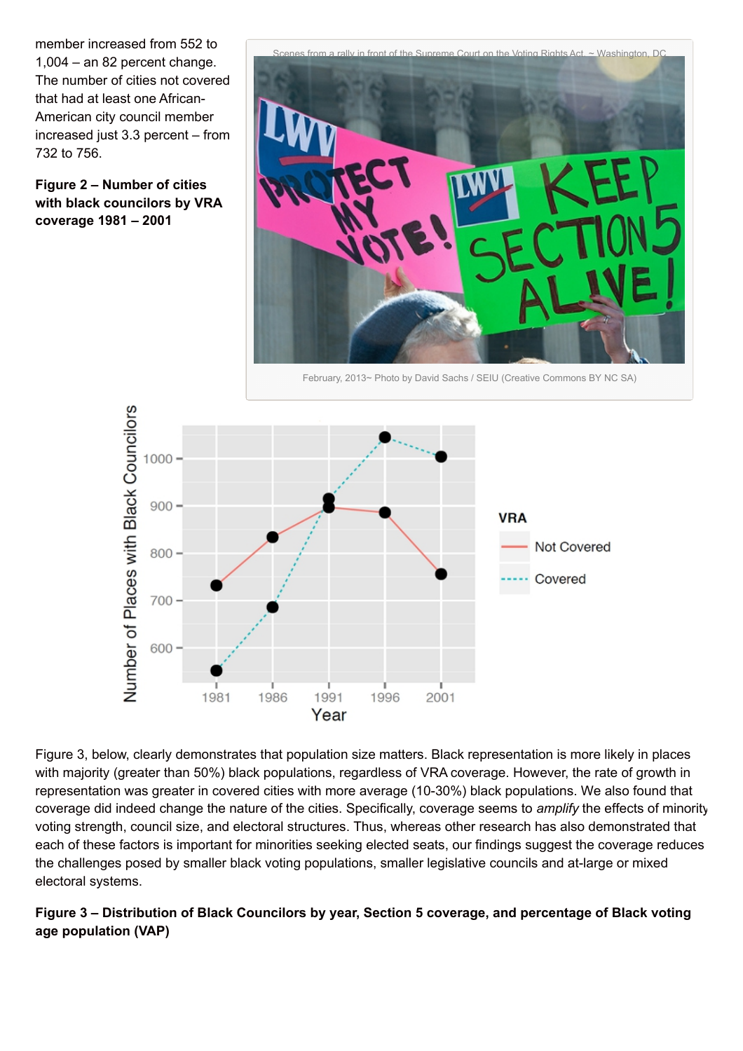member increased from 552 to 1,004 – an 82 percent change. The number of cities not covered that had at least one African-American city council member increased just 3.3 percent – from 732 to 756.

**Figure 2 – Number of cities with black councilors by VRA coverage 1981 – 2001**

Scenes from a rally in front of the Supreme Court on the Voting Rights Act ~ Washington, DC

February, 2013~ Photo by David Sachs / SEIU (Creative Commons BY NC SA)

Figure 3, below, clearly demonstrates that population size matters. Black representation is more likely in places with majority (greater than 50%) black populations, regardless of VRA coverage. However, the rate of growth in representation was greater in covered cities with more average (10-30%) black populations. We also found that coverage did indeed change the nature of the cities. Specifically, coverage seems to *amplify* the effects of minority voting strength, council size, and electoral structures. Thus, whereas other research has also demonstrated that each of these factors is important for minorities seeking elected seats, our findings suggest the coverage reduces the challenges posed by smaller black voting populations, smaller legislative councils and at-large or mixed electoral systems.

**Figure 3 – Distribution of Black Councilors by year, Section 5 coverage, and percentage of Black voting age population (VAP)**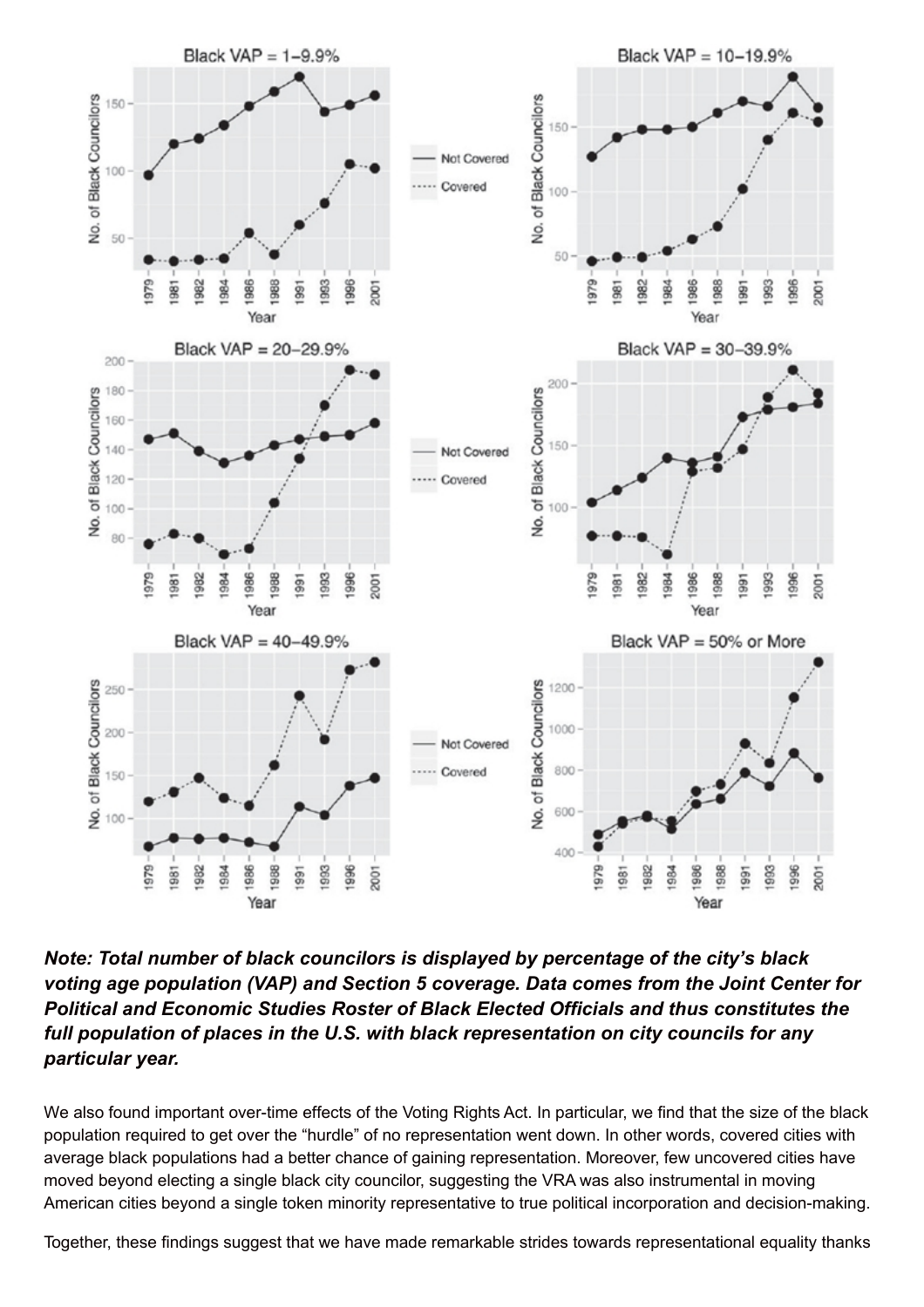***Note: Total number of black councilors is displayed by percentage of the city's black voting age population (VAP) and Section 5 coverage. Data comes from the Joint Center for Political and Economic Studies Roster of Black Elected Officials and thus constitutes the full population of places in the U.S. with black representation on city councils for any particular year.***

We also found important over-time effects of the Voting Rights Act. In particular, we find that the size of the black population required to get over the "hurdle" of no representation went down. In other words, covered cities with average black populations had a better chance of gaining representation. Moreover, few uncovered cities have moved beyond electing a single black city councilor, suggesting the VRA was also instrumental in moving American cities beyond a single token minority representative to true political incorporation and decision-making.

Together, these findings suggest that we have made remarkable strides towards representational equality thanks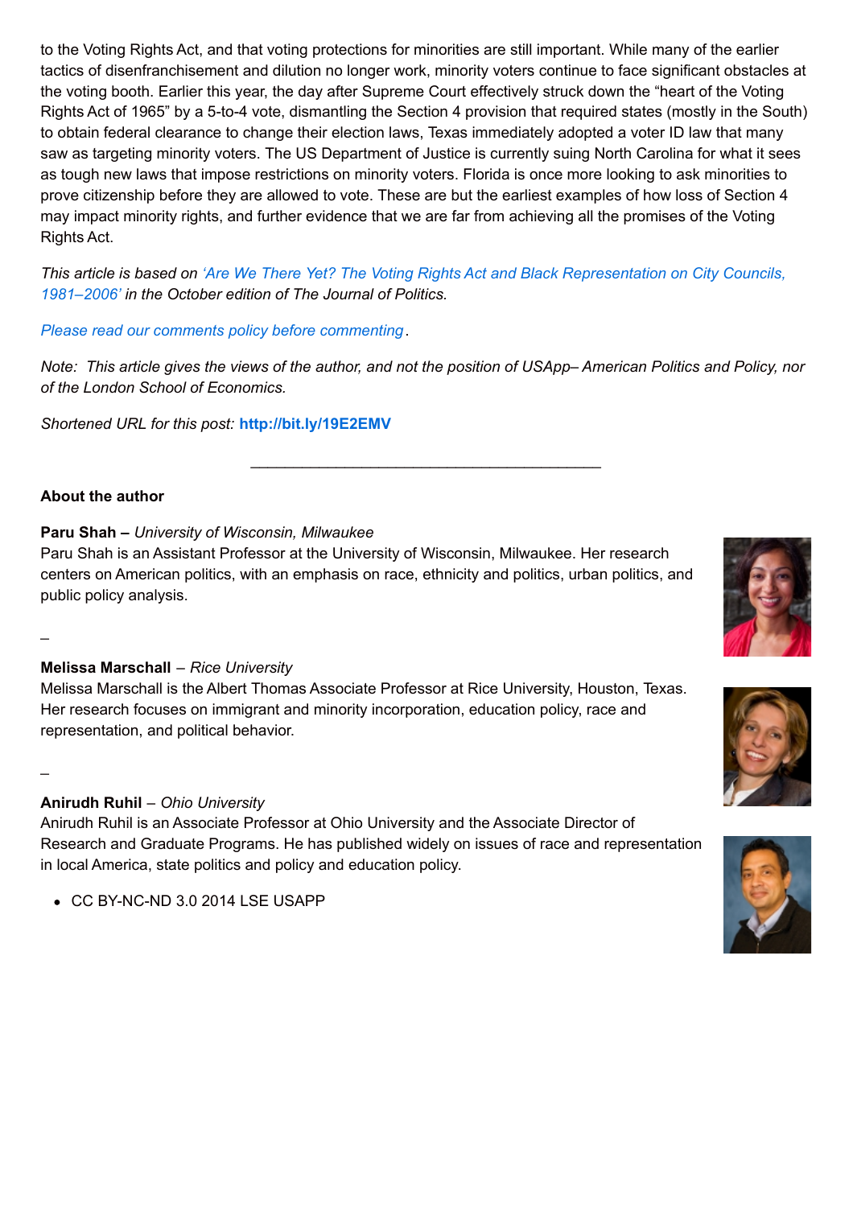to the Voting Rights Act, and that voting protections for minorities are still important. While many of the earlier tactics of disenfranchisement and dilution no longer work, minority voters continue to face significant obstacles at the voting booth. Earlier this year, the day after Supreme Court effectively struck down the "heart of the Voting Rights Act of 1965" by a 5-to-4 vote, dismantling the Section 4 provision that required states (mostly in the South) to obtain federal clearance to change their election laws, Texas immediately adopted a voter ID law that many saw as targeting minority voters. The US Department of Justice is currently suing North Carolina for what it sees as tough new laws that impose restrictions on minority voters. Florida is once more looking to ask minorities to prove citizenship before they are allowed to vote. These are but the earliest examples of how loss of Section 4 may impact minority rights, and further evidence that we are far from achieving all the promises of the Voting Rights Act.

*This article is based on 'Are We There Yet? The Voting Rights Act and Black Representation on City Councils, 1981–2006' in the October edition of The Journal of Politics.*

*Please read our comments policy before commenting.*

*Note: This article gives the views of the author, and not the position of USApp– American Politics and Policy, nor of the London School of Economics.*

*Shortened URL for this post:* **http://bit.ly/19E2EMV**

---

**About the author**

**Paru Shah** – *University of Wisconsin, Milwaukee*
Paru Shah is an Assistant Professor at the University of Wisconsin, Milwaukee. Her research centers on American politics, with an emphasis on race, ethnicity and politics, urban politics, and public policy analysis.

–

**Melissa Marschall** – *Rice University*
Melissa Marschall is the Albert Thomas Associate Professor at Rice University, Houston, Texas. Her research focuses on immigrant and minority incorporation, education policy, race and representation, and political behavior.

–

**Anirudh Ruhil** – *Ohio University*
Anirudh Ruhil is an Associate Professor at Ohio University and the Associate Director of Research and Graduate Programs. He has published widely on issues of race and representation in local America, state politics and policy and education policy.

- CC BY-NC-ND 3.0 2014 LSE USAPP